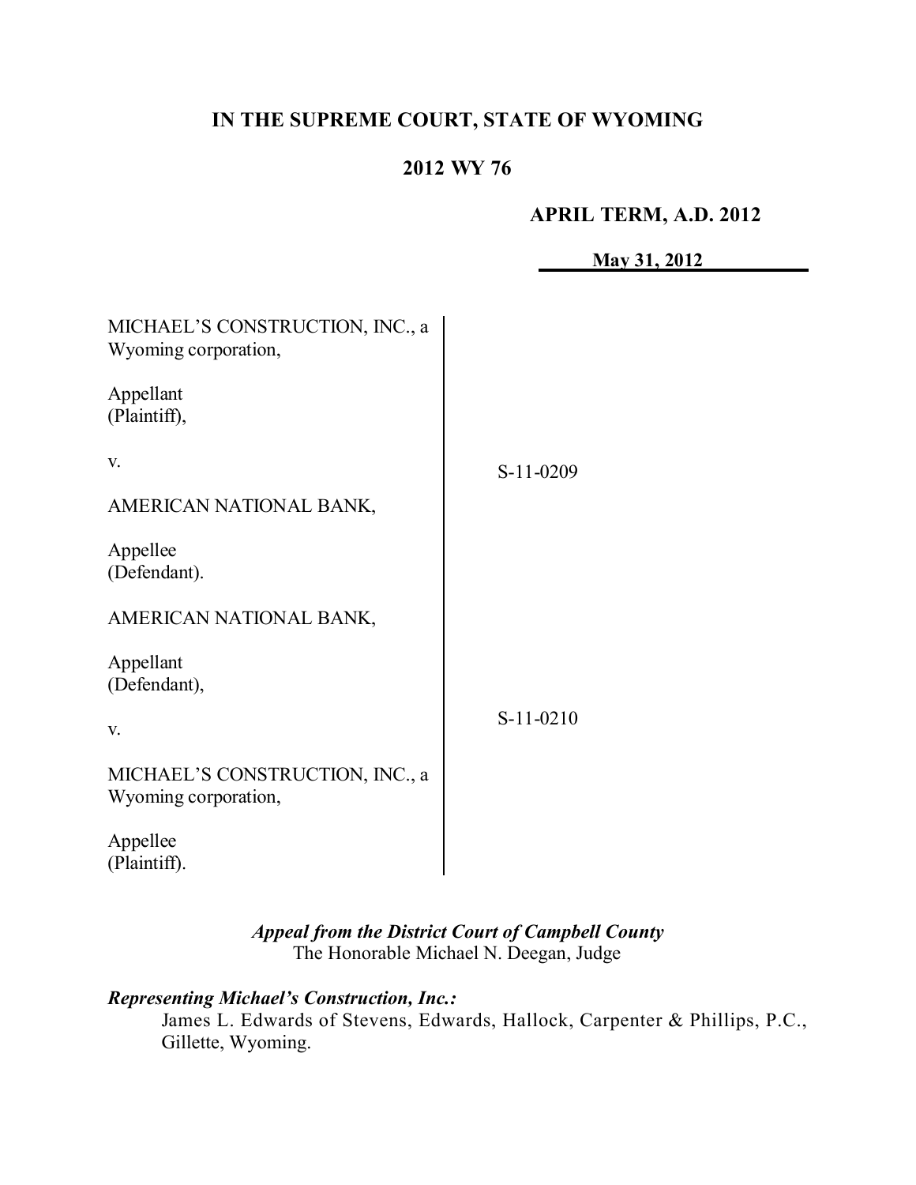**IN THE SUPREME COURT, STATE OF WYOMING**

**2012 WY 76**

**APRIL TERM, A.D. 2012**

**May 31, 2012**

| | |
|---|---|
| MICHAEL'S CONSTRUCTION, INC., a Wyoming corporation,<br><br>Appellant (Plaintiff),<br><br>v.<br><br>AMERICAN NATIONAL BANK,<br><br>Appellee (Defendant). | S-11-0209 |
| AMERICAN NATIONAL BANK,<br><br>Appellant (Defendant),<br><br>v.<br><br>MICHAEL'S CONSTRUCTION, INC., a Wyoming corporation,<br><br>Appellee (Plaintiff). | S-11-0210 |

***Appeal from the District Court of Campbell County***
The Honorable Michael N. Deegan, Judge

***Representing Michael's Construction, Inc.:***
James L. Edwards of Stevens, Edwards, Hallock, Carpenter & Phillips, P.C., Gillette, Wyoming.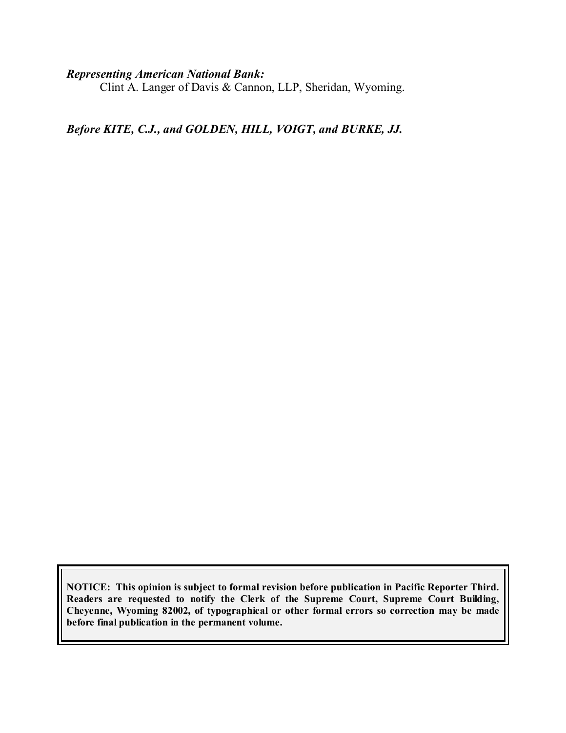*Representing American National Bank:*
Clint A. Langer of Davis & Cannon, LLP, Sheridan, Wyoming.

***Before KITE, C.J., and GOLDEN, HILL, VOIGT, and BURKE, JJ.***

**NOTICE: This opinion is subject to formal revision before publication in Pacific Reporter Third. Readers are requested to notify the Clerk of the Supreme Court, Supreme Court Building, Cheyenne, Wyoming 82002, of typographical or other formal errors so correction may be made before final publication in the permanent volume.**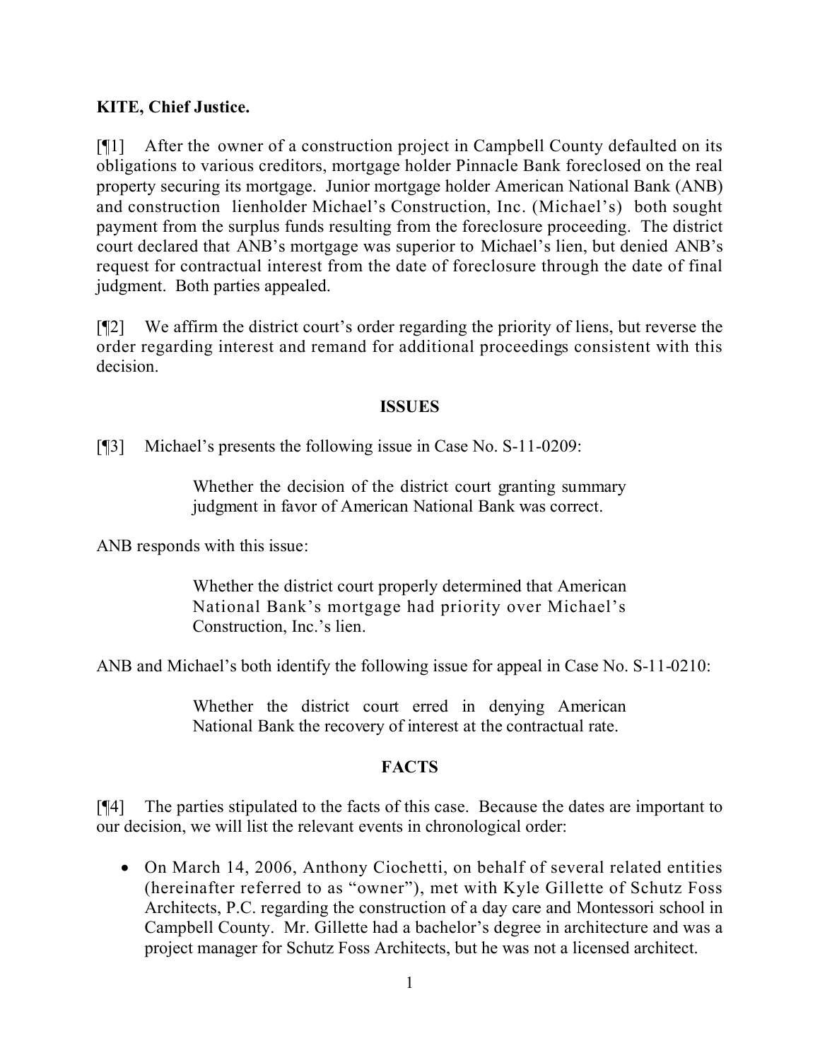**KITE, Chief Justice.**

[¶1] After the owner of a construction project in Campbell County defaulted on its obligations to various creditors, mortgage holder Pinnacle Bank foreclosed on the real property securing its mortgage. Junior mortgage holder American National Bank (ANB) and construction lienholder Michael's Construction, Inc. (Michael's) both sought payment from the surplus funds resulting from the foreclosure proceeding. The district court declared that ANB's mortgage was superior to Michael's lien, but denied ANB's request for contractual interest from the date of foreclosure through the date of final judgment. Both parties appealed.

[¶2] We affirm the district court's order regarding the priority of liens, but reverse the order regarding interest and remand for additional proceedings consistent with this decision.

## ISSUES

[¶3] Michael's presents the following issue in Case No. S-11-0209:

> Whether the decision of the district court granting summary judgment in favor of American National Bank was correct.

ANB responds with this issue:

> Whether the district court properly determined that American National Bank's mortgage had priority over Michael's Construction, Inc.'s lien.

ANB and Michael's both identify the following issue for appeal in Case No. S-11-0210:

> Whether the district court erred in denying American National Bank the recovery of interest at the contractual rate.

## FACTS

[¶4] The parties stipulated to the facts of this case. Because the dates are important to our decision, we will list the relevant events in chronological order:

- On March 14, 2006, Anthony Ciochetti, on behalf of several related entities (hereinafter referred to as "owner"), met with Kyle Gillette of Schutz Foss Architects, P.C. regarding the construction of a day care and Montessori school in Campbell County. Mr. Gillette had a bachelor's degree in architecture and was a project manager for Schutz Foss Architects, but he was not a licensed architect.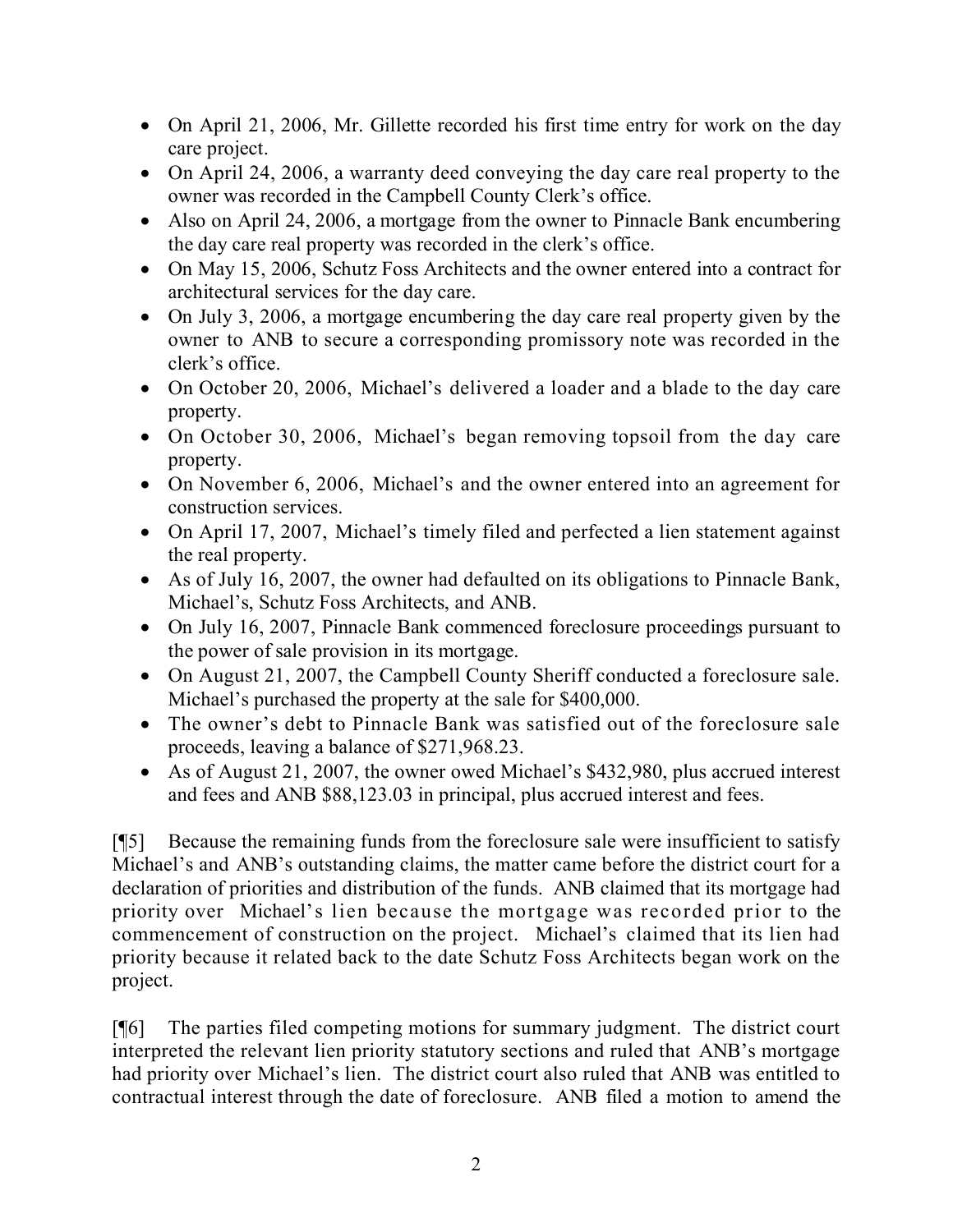- On April 21, 2006, Mr. Gillette recorded his first time entry for work on the day care project.
- On April 24, 2006, a warranty deed conveying the day care real property to the owner was recorded in the Campbell County Clerk's office.
- Also on April 24, 2006, a mortgage from the owner to Pinnacle Bank encumbering the day care real property was recorded in the clerk's office.
- On May 15, 2006, Schutz Foss Architects and the owner entered into a contract for architectural services for the day care.
- On July 3, 2006, a mortgage encumbering the day care real property given by the owner to ANB to secure a corresponding promissory note was recorded in the clerk's office.
- On October 20, 2006, Michael's delivered a loader and a blade to the day care property.
- On October 30, 2006, Michael's began removing topsoil from the day care property.
- On November 6, 2006, Michael's and the owner entered into an agreement for construction services.
- On April 17, 2007, Michael's timely filed and perfected a lien statement against the real property.
- As of July 16, 2007, the owner had defaulted on its obligations to Pinnacle Bank, Michael's, Schutz Foss Architects, and ANB.
- On July 16, 2007, Pinnacle Bank commenced foreclosure proceedings pursuant to the power of sale provision in its mortgage.
- On August 21, 2007, the Campbell County Sheriff conducted a foreclosure sale. Michael's purchased the property at the sale for $400,000.
- The owner's debt to Pinnacle Bank was satisfied out of the foreclosure sale proceeds, leaving a balance of $271,968.23.
- As of August 21, 2007, the owner owed Michael's $432,980, plus accrued interest and fees and ANB $88,123.03 in principal, plus accrued interest and fees.

[¶5] Because the remaining funds from the foreclosure sale were insufficient to satisfy Michael's and ANB's outstanding claims, the matter came before the district court for a declaration of priorities and distribution of the funds. ANB claimed that its mortgage had priority over Michael's lien because the mortgage was recorded prior to the commencement of construction on the project. Michael's claimed that its lien had priority because it related back to the date Schutz Foss Architects began work on the project.

[¶6] The parties filed competing motions for summary judgment. The district court interpreted the relevant lien priority statutory sections and ruled that ANB's mortgage had priority over Michael's lien. The district court also ruled that ANB was entitled to contractual interest through the date of foreclosure. ANB filed a motion to amend the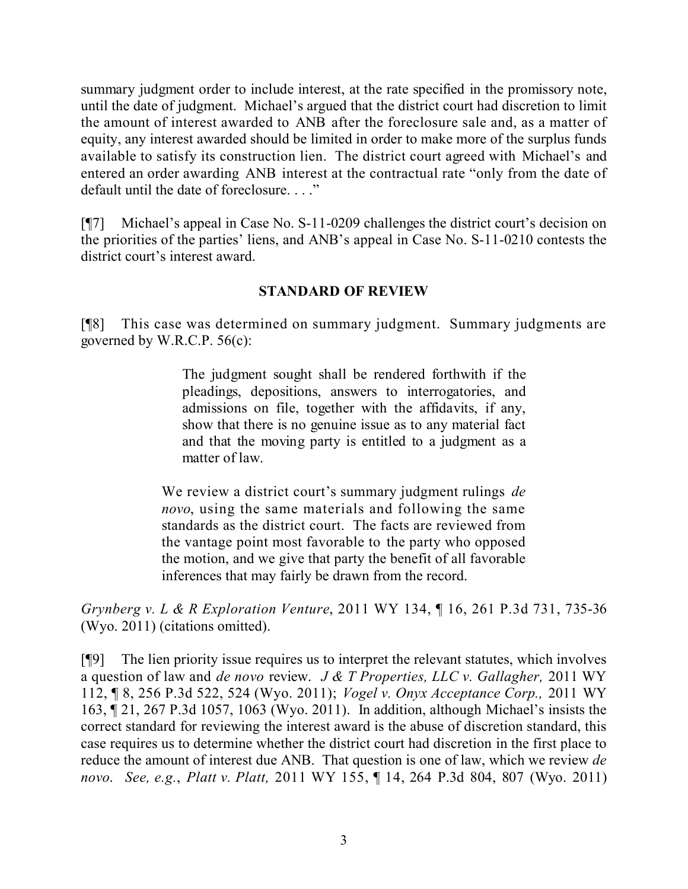summary judgment order to include interest, at the rate specified in the promissory note, until the date of judgment. Michael's argued that the district court had discretion to limit the amount of interest awarded to ANB after the foreclosure sale and, as a matter of equity, any interest awarded should be limited in order to make more of the surplus funds available to satisfy its construction lien. The district court agreed with Michael's and entered an order awarding ANB interest at the contractual rate "only from the date of default until the date of foreclosure. . . ."

[¶7] Michael's appeal in Case No. S-11-0209 challenges the district court's decision on the priorities of the parties' liens, and ANB's appeal in Case No. S-11-0210 contests the district court's interest award.

## STANDARD OF REVIEW

[¶8] This case was determined on summary judgment. Summary judgments are governed by W.R.C.P. 56(c):

> The judgment sought shall be rendered forthwith if the pleadings, depositions, answers to interrogatories, and admissions on file, together with the affidavits, if any, show that there is no genuine issue as to any material fact and that the moving party is entitled to a judgment as a matter of law.
>
> We review a district court's summary judgment rulings *de novo*, using the same materials and following the same standards as the district court. The facts are reviewed from the vantage point most favorable to the party who opposed the motion, and we give that party the benefit of all favorable inferences that may fairly be drawn from the record.

*Grynberg v. L & R Exploration Venture*, 2011 WY 134, ¶ 16, 261 P.3d 731, 735-36 (Wyo. 2011) (citations omitted).

[¶9] The lien priority issue requires us to interpret the relevant statutes, which involves a question of law and *de novo* review. *J & T Properties, LLC v. Gallagher,* 2011 WY 112, ¶ 8, 256 P.3d 522, 524 (Wyo. 2011); *Vogel v. Onyx Acceptance Corp.,* 2011 WY 163, ¶ 21, 267 P.3d 1057, 1063 (Wyo. 2011). In addition, although Michael's insists the correct standard for reviewing the interest award is the abuse of discretion standard, this case requires us to determine whether the district court had discretion in the first place to reduce the amount of interest due ANB. That question is one of law, which we review *de novo*. *See, e.g.*, *Platt v. Platt,* 2011 WY 155, ¶ 14, 264 P.3d 804, 807 (Wyo. 2011)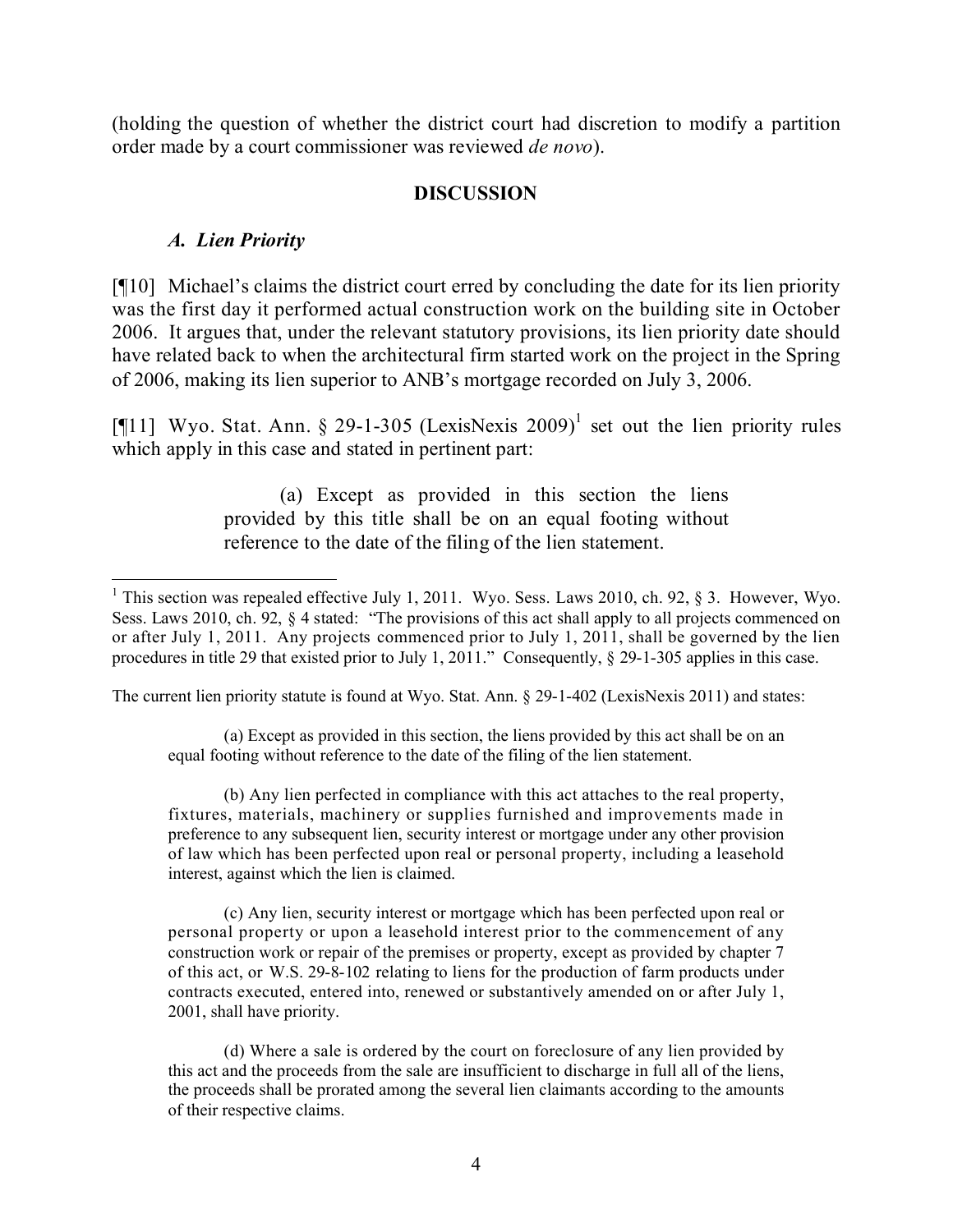(holding the question of whether the district court had discretion to modify a partition order made by a court commissioner was reviewed *de novo*).

## DISCUSSION

### *A. Lien Priority*

[¶10] Michael's claims the district court erred by concluding the date for its lien priority was the first day it performed actual construction work on the building site in October 2006. It argues that, under the relevant statutory provisions, its lien priority date should have related back to when the architectural firm started work on the project in the Spring of 2006, making its lien superior to ANB's mortgage recorded on July 3, 2006.

[¶11] Wyo. Stat. Ann. § 29-1-305 (LexisNexis 2009)[1] set out the lien priority rules which apply in this case and stated in pertinent part:

> (a) Except as provided in this section the liens provided by this title shall be on an equal footing without reference to the date of the filing of the lien statement.

---

[1] This section was repealed effective July 1, 2011. Wyo. Sess. Laws 2010, ch. 92, § 3. However, Wyo. Sess. Laws 2010, ch. 92, § 4 stated: "The provisions of this act shall apply to all projects commenced on or after July 1, 2011. Any projects commenced prior to July 1, 2011, shall be governed by the lien procedures in title 29 that existed prior to July 1, 2011." Consequently, § 29-1-305 applies in this case.

The current lien priority statute is found at Wyo. Stat. Ann. § 29-1-402 (LexisNexis 2011) and states:

> (a) Except as provided in this section, the liens provided by this act shall be on an equal footing without reference to the date of the filing of the lien statement.
>
> (b) Any lien perfected in compliance with this act attaches to the real property, fixtures, materials, machinery or supplies furnished and improvements made in preference to any subsequent lien, security interest or mortgage under any other provision of law which has been perfected upon real or personal property, including a leasehold interest, against which the lien is claimed.
>
> (c) Any lien, security interest or mortgage which has been perfected upon real or personal property or upon a leasehold interest prior to the commencement of any construction work or repair of the premises or property, except as provided by chapter 7 of this act, or W.S. 29-8-102 relating to liens for the production of farm products under contracts executed, entered into, renewed or substantively amended on or after July 1, 2001, shall have priority.
>
> (d) Where a sale is ordered by the court on foreclosure of any lien provided by this act and the proceeds from the sale are insufficient to discharge in full all of the liens, the proceeds shall be prorated among the several lien claimants according to the amounts of their respective claims.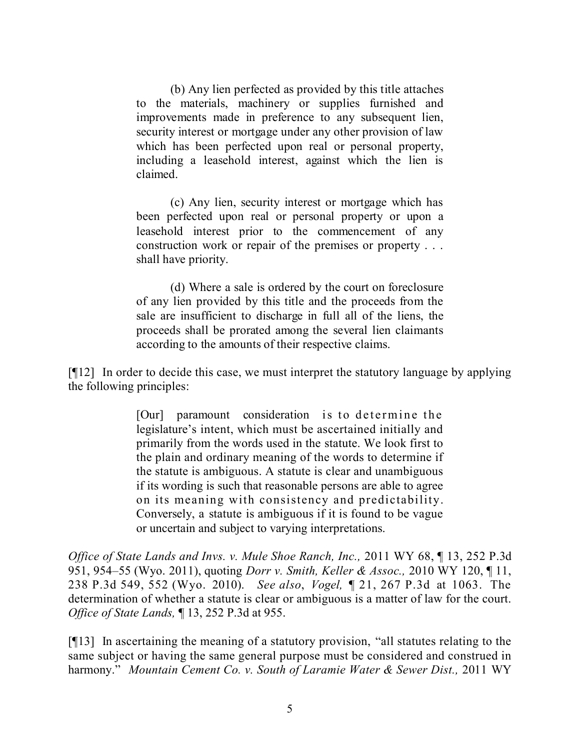> (b) Any lien perfected as provided by this title attaches to the materials, machinery or supplies furnished and improvements made in preference to any subsequent lien, security interest or mortgage under any other provision of law which has been perfected upon real or personal property, including a leasehold interest, against which the lien is claimed.
>
> (c) Any lien, security interest or mortgage which has been perfected upon real or personal property or upon a leasehold interest prior to the commencement of any construction work or repair of the premises or property . . . shall have priority.
>
> (d) Where a sale is ordered by the court on foreclosure of any lien provided by this title and the proceeds from the sale are insufficient to discharge in full all of the liens, the proceeds shall be prorated among the several lien claimants according to the amounts of their respective claims.

[¶12] In order to decide this case, we must interpret the statutory language by applying the following principles:

> [Our] paramount consideration is to determine the legislature's intent, which must be ascertained initially and primarily from the words used in the statute. We look first to the plain and ordinary meaning of the words to determine if the statute is ambiguous. A statute is clear and unambiguous if its wording is such that reasonable persons are able to agree on its meaning with consistency and predictability. Conversely, a statute is ambiguous if it is found to be vague or uncertain and subject to varying interpretations.

*Office of State Lands and Invs. v. Mule Shoe Ranch, Inc.,* 2011 WY 68, ¶ 13, 252 P.3d 951, 954–55 (Wyo. 2011), quoting *Dorr v. Smith, Keller & Assoc.,* 2010 WY 120, ¶ 11, 238 P.3d 549, 552 (Wyo. 2010). *See also*, *Vogel,* ¶ 21, 267 P.3d at 1063. The determination of whether a statute is clear or ambiguous is a matter of law for the court. *Office of State Lands,* ¶ 13, 252 P.3d at 955.

[¶13] In ascertaining the meaning of a statutory provision, "all statutes relating to the same subject or having the same general purpose must be considered and construed in harmony." *Mountain Cement Co. v. South of Laramie Water & Sewer Dist.,* 2011 WY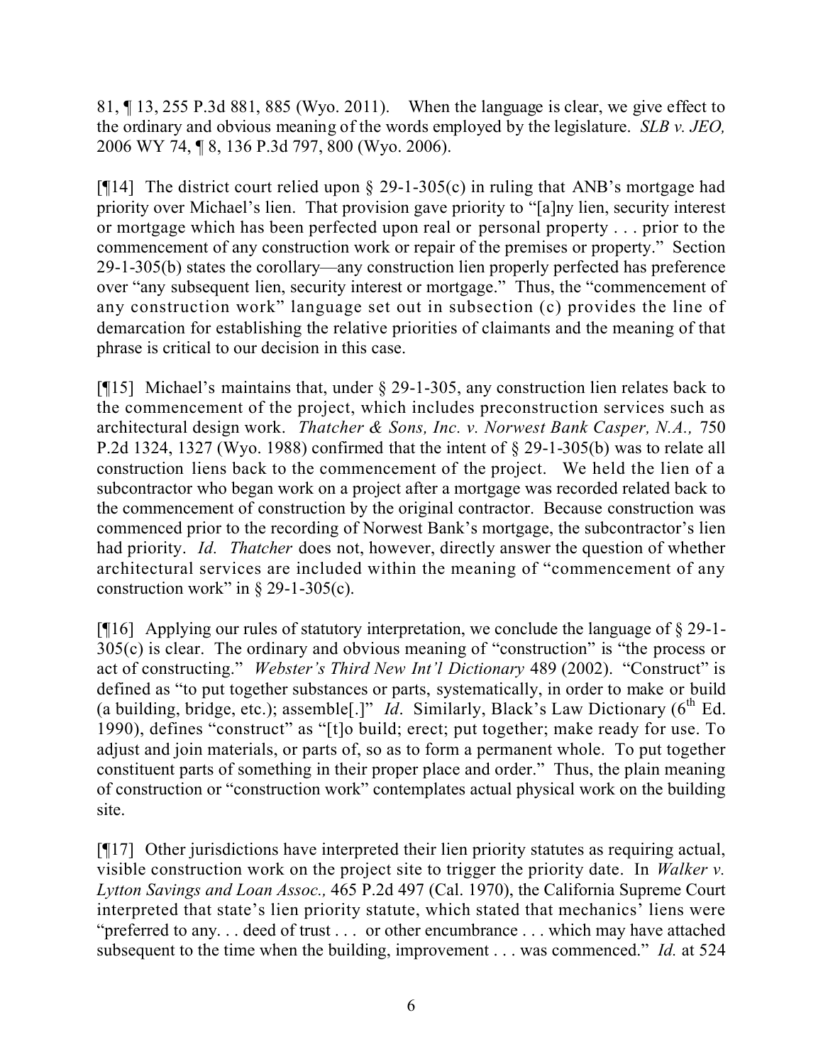81, ¶ 13, 255 P.3d 881, 885 (Wyo. 2011). When the language is clear, we give effect to the ordinary and obvious meaning of the words employed by the legislature. *SLB v. JEO,* 2006 WY 74, ¶ 8, 136 P.3d 797, 800 (Wyo. 2006).

[¶14] The district court relied upon § 29-1-305(c) in ruling that ANB's mortgage had priority over Michael's lien. That provision gave priority to "[a]ny lien, security interest or mortgage which has been perfected upon real or personal property . . . prior to the commencement of any construction work or repair of the premises or property." Section 29-1-305(b) states the corollary—any construction lien properly perfected has preference over "any subsequent lien, security interest or mortgage." Thus, the "commencement of any construction work" language set out in subsection (c) provides the line of demarcation for establishing the relative priorities of claimants and the meaning of that phrase is critical to our decision in this case.

[¶15] Michael's maintains that, under § 29-1-305, any construction lien relates back to the commencement of the project, which includes preconstruction services such as architectural design work. *Thatcher & Sons, Inc. v. Norwest Bank Casper, N.A.,* 750 P.2d 1324, 1327 (Wyo. 1988) confirmed that the intent of § 29-1-305(b) was to relate all construction liens back to the commencement of the project. We held the lien of a subcontractor who began work on a project after a mortgage was recorded related back to the commencement of construction by the original contractor. Because construction was commenced prior to the recording of Norwest Bank's mortgage, the subcontractor's lien had priority. *Id. Thatcher* does not, however, directly answer the question of whether architectural services are included within the meaning of "commencement of any construction work" in § 29-1-305(c).

[¶16] Applying our rules of statutory interpretation, we conclude the language of § 29-1-305(c) is clear. The ordinary and obvious meaning of "construction" is "the process or act of constructing." *Webster's Third New Int'l Dictionary* 489 (2002). "Construct" is defined as "to put together substances or parts, systematically, in order to make or build (a building, bridge, etc.); assemble[.]" *Id*. Similarly, Black's Law Dictionary (6th Ed. 1990), defines "construct" as "[t]o build; erect; put together; make ready for use. To adjust and join materials, or parts of, so as to form a permanent whole. To put together constituent parts of something in their proper place and order." Thus, the plain meaning of construction or "construction work" contemplates actual physical work on the building site.

[¶17] Other jurisdictions have interpreted their lien priority statutes as requiring actual, visible construction work on the project site to trigger the priority date. In *Walker v. Lytton Savings and Loan Assoc.,* 465 P.2d 497 (Cal. 1970), the California Supreme Court interpreted that state's lien priority statute, which stated that mechanics' liens were "preferred to any. . . deed of trust . . . or other encumbrance . . . which may have attached subsequent to the time when the building, improvement . . . was commenced." *Id.* at 524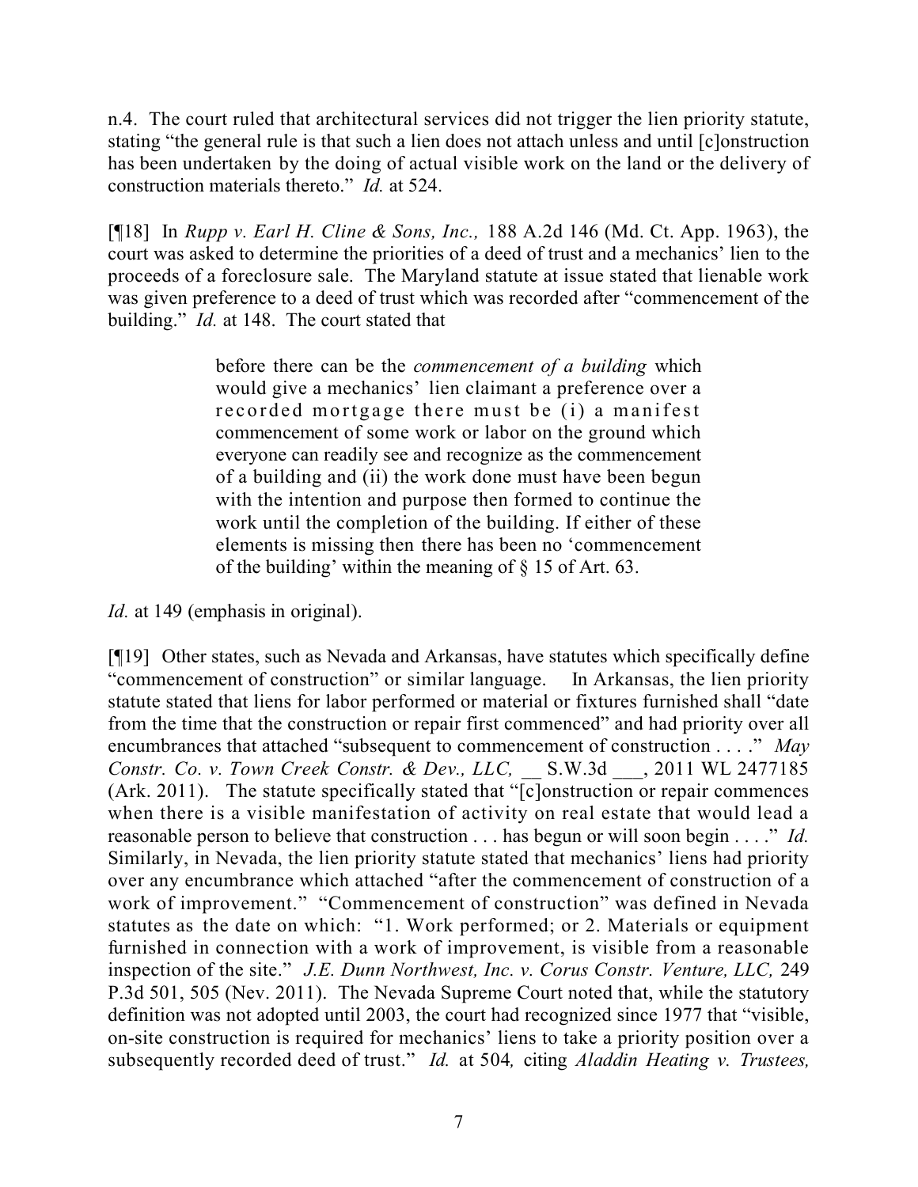n.4. The court ruled that architectural services did not trigger the lien priority statute, stating "the general rule is that such a lien does not attach unless and until [c]onstruction has been undertaken by the doing of actual visible work on the land or the delivery of construction materials thereto." *Id.* at 524.

[¶18] In *Rupp v. Earl H. Cline & Sons, Inc.,* 188 A.2d 146 (Md. Ct. App. 1963), the court was asked to determine the priorities of a deed of trust and a mechanics' lien to the proceeds of a foreclosure sale. The Maryland statute at issue stated that lienable work was given preference to a deed of trust which was recorded after "commencement of the building." *Id.* at 148. The court stated that

> before there can be the *commencement of a building* which would give a mechanics' lien claimant a preference over a recorded mortgage there must be (i) a manifest commencement of some work or labor on the ground which everyone can readily see and recognize as the commencement of a building and (ii) the work done must have been begun with the intention and purpose then formed to continue the work until the completion of the building. If either of these elements is missing then there has been no 'commencement of the building' within the meaning of § 15 of Art. 63.

*Id.* at 149 (emphasis in original).

[¶19] Other states, such as Nevada and Arkansas, have statutes which specifically define "commencement of construction" or similar language. In Arkansas, the lien priority statute stated that liens for labor performed or material or fixtures furnished shall "date from the time that the construction or repair first commenced" and had priority over all encumbrances that attached "subsequent to commencement of construction . . . ." *May Constr. Co. v. Town Creek Constr. & Dev., LLC,* __ S.W.3d ___, 2011 WL 2477185 (Ark. 2011). The statute specifically stated that "[c]onstruction or repair commences when there is a visible manifestation of activity on real estate that would lead a reasonable person to believe that construction . . . has begun or will soon begin . . . ." *Id.* Similarly, in Nevada, the lien priority statute stated that mechanics' liens had priority over any encumbrance which attached "after the commencement of construction of a work of improvement." "Commencement of construction" was defined in Nevada statutes as the date on which: "1. Work performed; or 2. Materials or equipment furnished in connection with a work of improvement, is visible from a reasonable inspection of the site." *J.E. Dunn Northwest, Inc. v. Corus Constr. Venture, LLC,* 249 P.3d 501, 505 (Nev. 2011). The Nevada Supreme Court noted that, while the statutory definition was not adopted until 2003, the court had recognized since 1977 that "visible, on-site construction is required for mechanics' liens to take a priority position over a subsequently recorded deed of trust." *Id.* at 504*,* citing *Aladdin Heating v. Trustees,*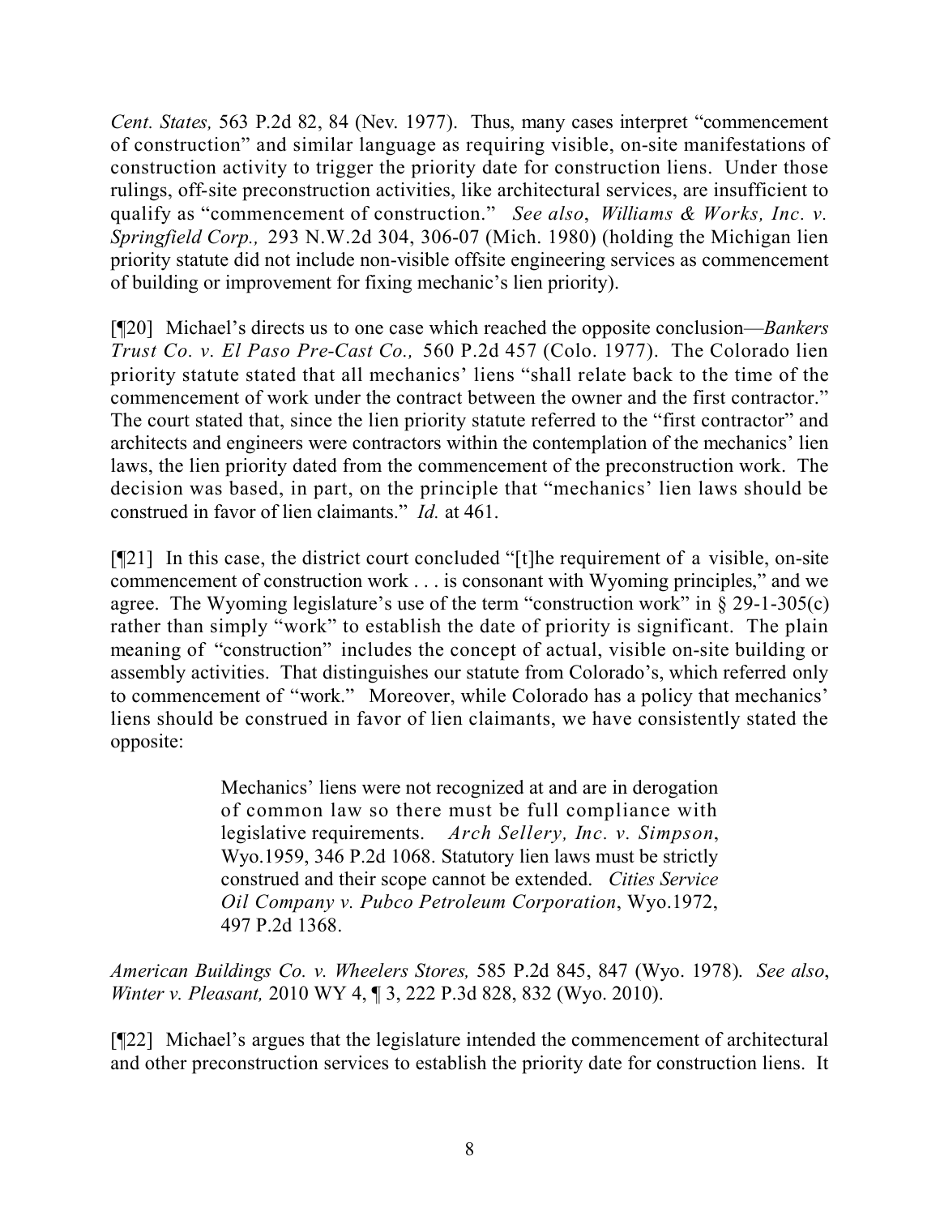*Cent. States,* 563 P.2d 82, 84 (Nev. 1977). Thus, many cases interpret "commencement of construction" and similar language as requiring visible, on-site manifestations of construction activity to trigger the priority date for construction liens. Under those rulings, off-site preconstruction activities, like architectural services, are insufficient to qualify as "commencement of construction." *See also*, *Williams & Works, Inc. v. Springfield Corp.,* 293 N.W.2d 304, 306-07 (Mich. 1980) (holding the Michigan lien priority statute did not include non-visible offsite engineering services as commencement of building or improvement for fixing mechanic's lien priority).

[¶20] Michael's directs us to one case which reached the opposite conclusion—*Bankers Trust Co. v. El Paso Pre-Cast Co.,* 560 P.2d 457 (Colo. 1977). The Colorado lien priority statute stated that all mechanics' liens "shall relate back to the time of the commencement of work under the contract between the owner and the first contractor." The court stated that, since the lien priority statute referred to the "first contractor" and architects and engineers were contractors within the contemplation of the mechanics' lien laws, the lien priority dated from the commencement of the preconstruction work. The decision was based, in part, on the principle that "mechanics' lien laws should be construed in favor of lien claimants." *Id.* at 461.

[¶21] In this case, the district court concluded "[t]he requirement of a visible, on-site commencement of construction work . . . is consonant with Wyoming principles," and we agree. The Wyoming legislature's use of the term "construction work" in § 29-1-305(c) rather than simply "work" to establish the date of priority is significant. The plain meaning of "construction" includes the concept of actual, visible on-site building or assembly activities. That distinguishes our statute from Colorado's, which referred only to commencement of "work." Moreover, while Colorado has a policy that mechanics' liens should be construed in favor of lien claimants, we have consistently stated the opposite:

> Mechanics' liens were not recognized at and are in derogation of common law so there must be full compliance with legislative requirements. *Arch Sellery, Inc. v. Simpson*, Wyo.1959, 346 P.2d 1068. Statutory lien laws must be strictly construed and their scope cannot be extended. *Cities Service Oil Company v. Pubco Petroleum Corporation*, Wyo.1972, 497 P.2d 1368.

*American Buildings Co. v. Wheelers Stores,* 585 P.2d 845, 847 (Wyo. 1978). *See also*, *Winter v. Pleasant,* 2010 WY 4, ¶ 3, 222 P.3d 828, 832 (Wyo. 2010).

[¶22] Michael's argues that the legislature intended the commencement of architectural and other preconstruction services to establish the priority date for construction liens. It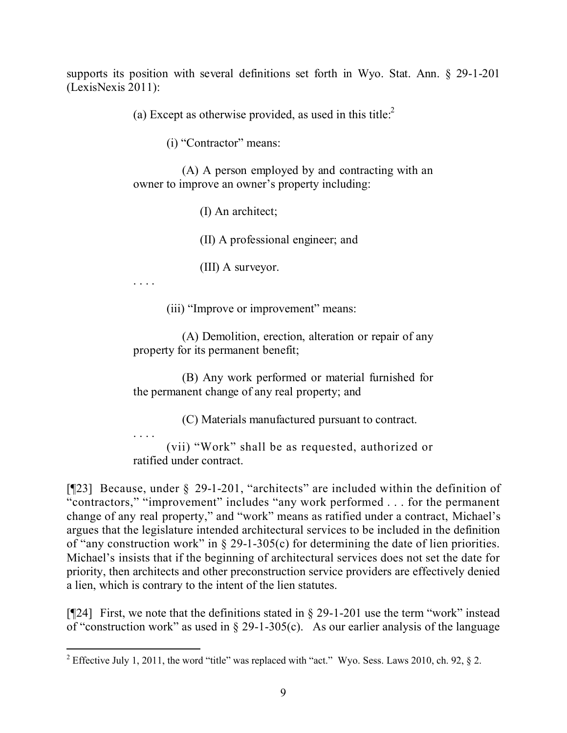supports its position with several definitions set forth in Wyo. Stat. Ann. § 29-1-201 (LexisNexis 2011):

> (a) Except as otherwise provided, as used in this title:[2]
>
> (i) "Contractor" means:
>
> (A) A person employed by and contracting with an owner to improve an owner's property including:
>
> (I) An architect;
>
> (II) A professional engineer; and
>
> (III) A surveyor.
>
> . . . .
>
> (iii) "Improve or improvement" means:
>
> (A) Demolition, erection, alteration or repair of any property for its permanent benefit;
>
> (B) Any work performed or material furnished for the permanent change of any real property; and
>
> (C) Materials manufactured pursuant to contract.
>
> . . . .
>
> (vii) "Work" shall be as requested, authorized or ratified under contract.

[¶23] Because, under § 29-1-201, "architects" are included within the definition of "contractors," "improvement" includes "any work performed . . . for the permanent change of any real property," and "work" means as ratified under a contract, Michael's argues that the legislature intended architectural services to be included in the definition of "any construction work" in § 29-1-305(c) for determining the date of lien priorities. Michael's insists that if the beginning of architectural services does not set the date for priority, then architects and other preconstruction service providers are effectively denied a lien, which is contrary to the intent of the lien statutes.

[¶24] First, we note that the definitions stated in § 29-1-201 use the term "work" instead of "construction work" as used in § 29-1-305(c). As our earlier analysis of the language

---

[2] Effective July 1, 2011, the word "title" was replaced with "act." Wyo. Sess. Laws 2010, ch. 92, § 2.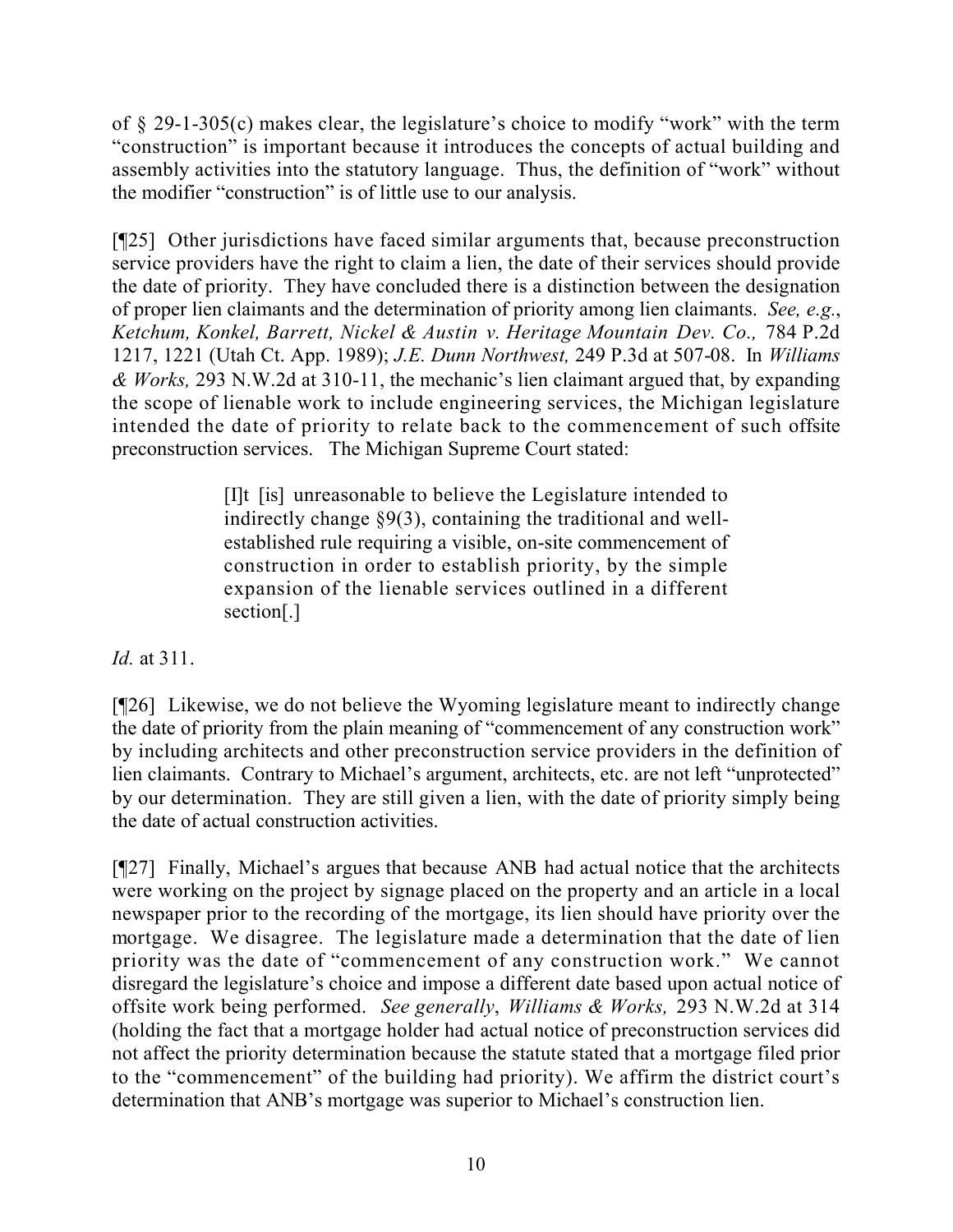of § 29-1-305(c) makes clear, the legislature's choice to modify "work" with the term "construction" is important because it introduces the concepts of actual building and assembly activities into the statutory language. Thus, the definition of "work" without the modifier "construction" is of little use to our analysis.

[¶25] Other jurisdictions have faced similar arguments that, because preconstruction service providers have the right to claim a lien, the date of their services should provide the date of priority. They have concluded there is a distinction between the designation of proper lien claimants and the determination of priority among lien claimants. *See, e.g.*, *Ketchum, Konkel, Barrett, Nickel & Austin v. Heritage Mountain Dev. Co.,* 784 P.2d 1217, 1221 (Utah Ct. App. 1989); *J.E. Dunn Northwest,* 249 P.3d at 507-08. In *Williams & Works,* 293 N.W.2d at 310-11, the mechanic's lien claimant argued that, by expanding the scope of lienable work to include engineering services, the Michigan legislature intended the date of priority to relate back to the commencement of such offsite preconstruction services. The Michigan Supreme Court stated:

> [I]t [is] unreasonable to believe the Legislature intended to indirectly change §9(3), containing the traditional and well-established rule requiring a visible, on-site commencement of construction in order to establish priority, by the simple expansion of the lienable services outlined in a different section[.]

*Id.* at 311.

[¶26] Likewise, we do not believe the Wyoming legislature meant to indirectly change the date of priority from the plain meaning of "commencement of any construction work" by including architects and other preconstruction service providers in the definition of lien claimants. Contrary to Michael's argument, architects, etc. are not left "unprotected" by our determination. They are still given a lien, with the date of priority simply being the date of actual construction activities.

[¶27] Finally, Michael's argues that because ANB had actual notice that the architects were working on the project by signage placed on the property and an article in a local newspaper prior to the recording of the mortgage, its lien should have priority over the mortgage. We disagree. The legislature made a determination that the date of lien priority was the date of "commencement of any construction work." We cannot disregard the legislature's choice and impose a different date based upon actual notice of offsite work being performed. *See generally*, *Williams & Works,* 293 N.W.2d at 314 (holding the fact that a mortgage holder had actual notice of preconstruction services did not affect the priority determination because the statute stated that a mortgage filed prior to the "commencement" of the building had priority). We affirm the district court's determination that ANB's mortgage was superior to Michael's construction lien.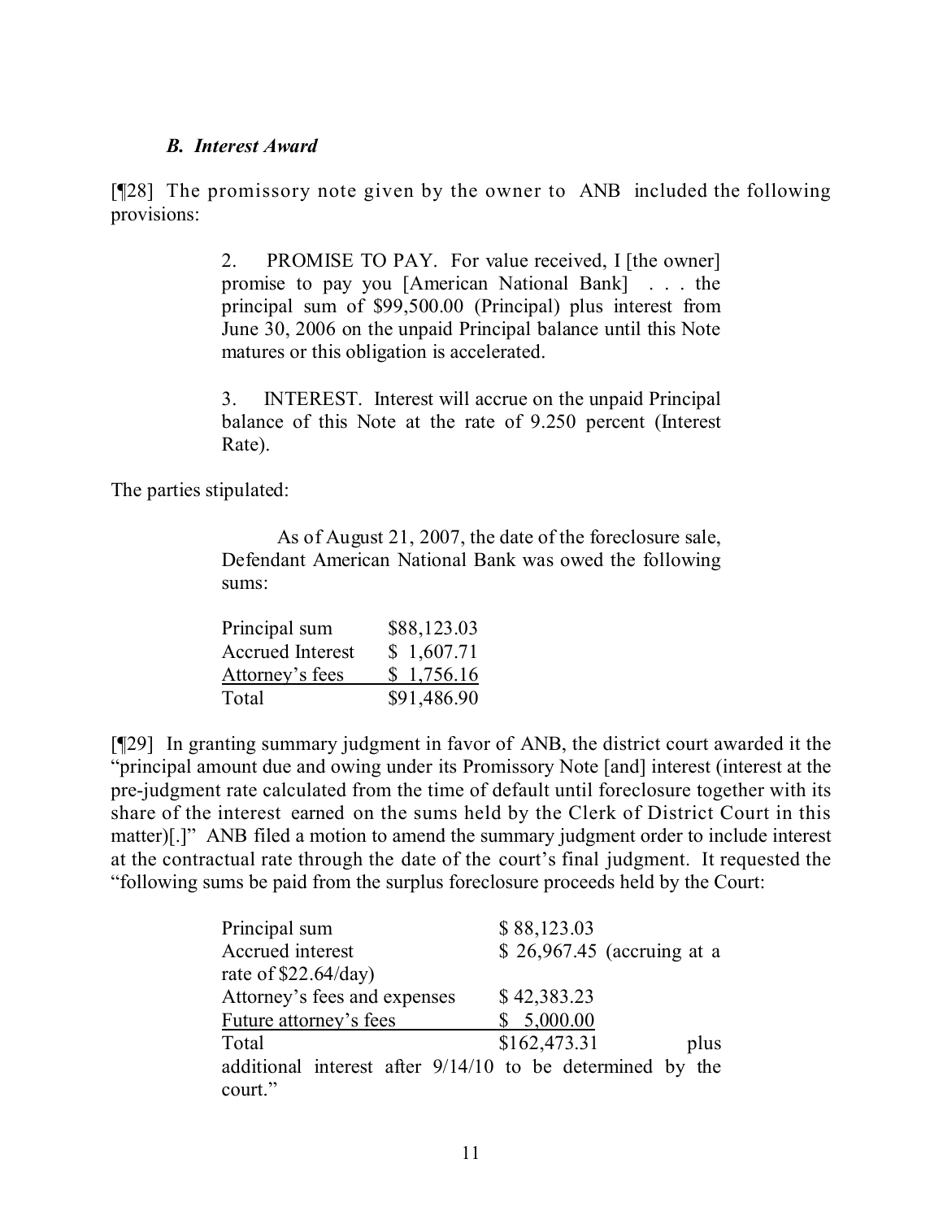### *B. Interest Award*

[¶28] The promissory note given by the owner to ANB included the following provisions:

> 2. PROMISE TO PAY. For value received, I [the owner] promise to pay you [American National Bank] . . . the principal sum of $99,500.00 (Principal) plus interest from June 30, 2006 on the unpaid Principal balance until this Note matures or this obligation is accelerated.
>
> 3. INTEREST. Interest will accrue on the unpaid Principal balance of this Note at the rate of 9.250 percent (Interest Rate).

The parties stipulated:

> As of August 21, 2007, the date of the foreclosure sale, Defendant American National Bank was owed the following sums:
>
> | | |
> |---|---|
> | Principal sum | $88,123.03 |
> | Accrued Interest | $ 1,607.71 |
> | Attorney's fees | $ 1,756.16 |
> | Total | $91,486.90 |

[¶29] In granting summary judgment in favor of ANB, the district court awarded it the "principal amount due and owing under its Promissory Note [and] interest (interest at the pre-judgment rate calculated from the time of default until foreclosure together with its share of the interest earned on the sums held by the Clerk of District Court in this matter)[.]" ANB filed a motion to amend the summary judgment order to include interest at the contractual rate through the date of the court's final judgment. It requested the "following sums be paid from the surplus foreclosure proceeds held by the Court:

> | | |
> |---|---|
> | Principal sum | $ 88,123.03 |
> | Accrued interest rate of $22.64/day) | $ 26,967.45 (accruing at a |
> | Attorney's fees and expenses | $ 42,383.23 |
> | Future attorney's fees | $ 5,000.00 |
> | Total | $162,473.31 plus |
>
> additional interest after 9/14/10 to be determined by the court."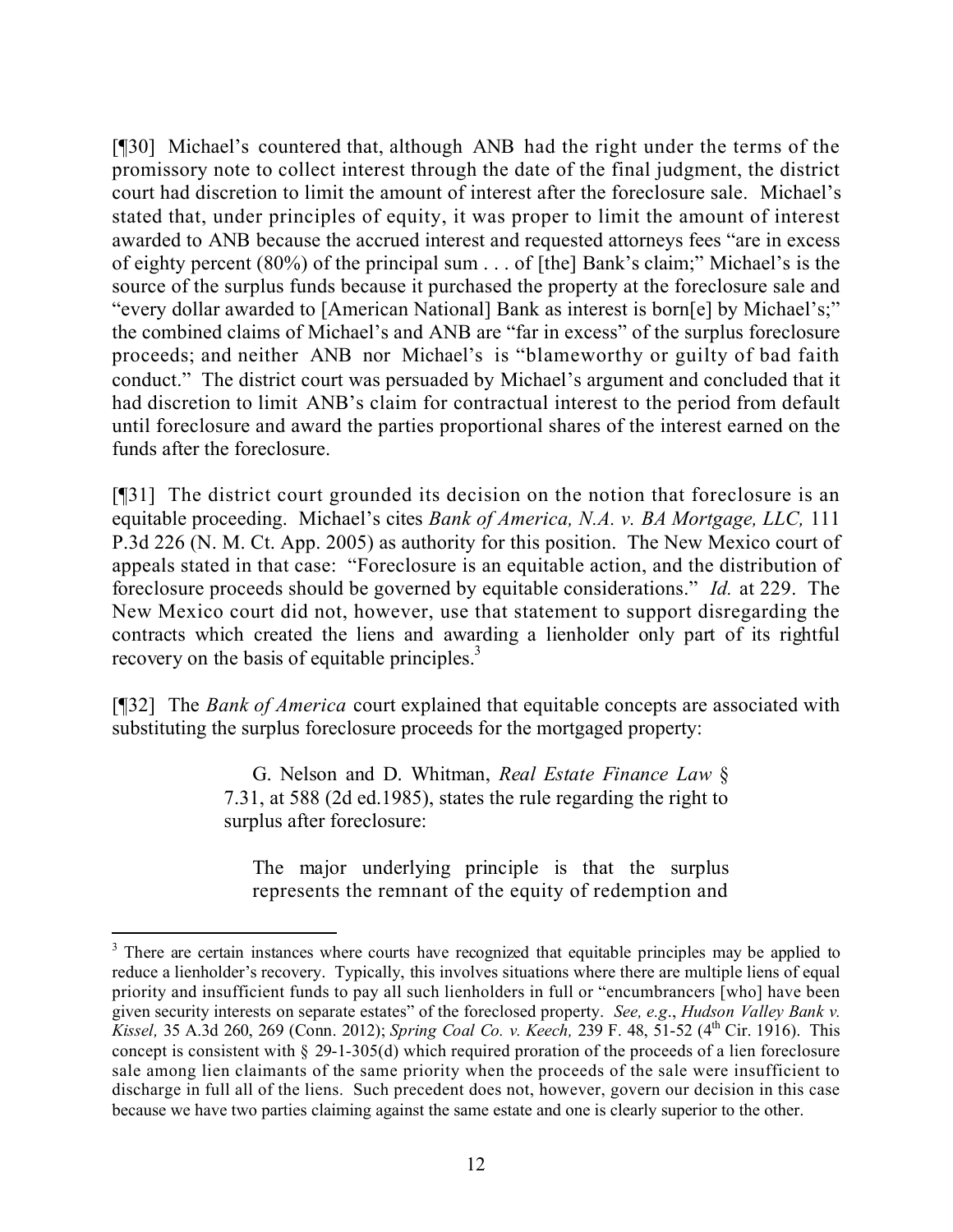[¶30] Michael's countered that, although ANB had the right under the terms of the promissory note to collect interest through the date of the final judgment, the district court had discretion to limit the amount of interest after the foreclosure sale. Michael's stated that, under principles of equity, it was proper to limit the amount of interest awarded to ANB because the accrued interest and requested attorneys fees "are in excess of eighty percent (80%) of the principal sum . . . of [the] Bank's claim;" Michael's is the source of the surplus funds because it purchased the property at the foreclosure sale and "every dollar awarded to [American National] Bank as interest is born[e] by Michael's;" the combined claims of Michael's and ANB are "far in excess" of the surplus foreclosure proceeds; and neither ANB nor Michael's is "blameworthy or guilty of bad faith conduct." The district court was persuaded by Michael's argument and concluded that it had discretion to limit ANB's claim for contractual interest to the period from default until foreclosure and award the parties proportional shares of the interest earned on the funds after the foreclosure.

[¶31] The district court grounded its decision on the notion that foreclosure is an equitable proceeding. Michael's cites *Bank of America, N.A. v. BA Mortgage, LLC,* 111 P.3d 226 (N. M. Ct. App. 2005) as authority for this position. The New Mexico court of appeals stated in that case: "Foreclosure is an equitable action, and the distribution of foreclosure proceeds should be governed by equitable considerations." *Id.* at 229. The New Mexico court did not, however, use that statement to support disregarding the contracts which created the liens and awarding a lienholder only part of its rightful recovery on the basis of equitable principles.[3]

[¶32] The *Bank of America* court explained that equitable concepts are associated with substituting the surplus foreclosure proceeds for the mortgaged property:

> G. Nelson and D. Whitman, *Real Estate Finance Law* § 7.31, at 588 (2d ed.1985), states the rule regarding the right to surplus after foreclosure:
>
> > The major underlying principle is that the surplus represents the remnant of the equity of redemption and

---

[3] There are certain instances where courts have recognized that equitable principles may be applied to reduce a lienholder's recovery. Typically, this involves situations where there are multiple liens of equal priority and insufficient funds to pay all such lienholders in full or "encumbrancers [who] have been given security interests on separate estates" of the foreclosed property. *See, e.g.*, *Hudson Valley Bank v. Kissel,* 35 A.3d 260, 269 (Conn. 2012); *Spring Coal Co. v. Keech,* 239 F. 48, 51-52 (4th Cir. 1916). This concept is consistent with § 29-1-305(d) which required proration of the proceeds of a lien foreclosure sale among lien claimants of the same priority when the proceeds of the sale were insufficient to discharge in full all of the liens. Such precedent does not, however, govern our decision in this case because we have two parties claiming against the same estate and one is clearly superior to the other.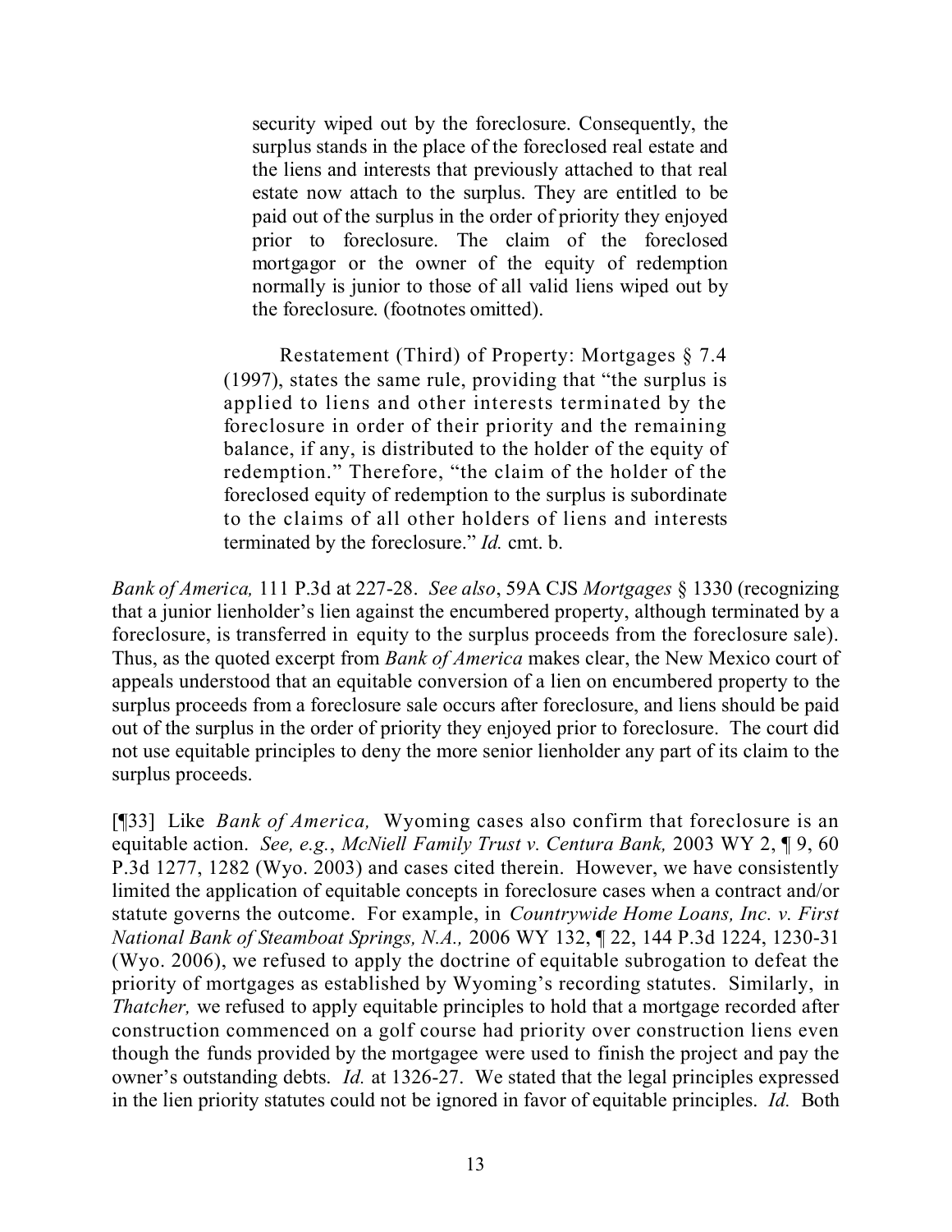> security wiped out by the foreclosure. Consequently, the surplus stands in the place of the foreclosed real estate and the liens and interests that previously attached to that real estate now attach to the surplus. They are entitled to be paid out of the surplus in the order of priority they enjoyed prior to foreclosure. The claim of the foreclosed mortgagor or the owner of the equity of redemption normally is junior to those of all valid liens wiped out by the foreclosure. (footnotes omitted).
>
> Restatement (Third) of Property: Mortgages § 7.4 (1997), states the same rule, providing that "the surplus is applied to liens and other interests terminated by the foreclosure in order of their priority and the remaining balance, if any, is distributed to the holder of the equity of redemption." Therefore, "the claim of the holder of the foreclosed equity of redemption to the surplus is subordinate to the claims of all other holders of liens and interests terminated by the foreclosure." *Id.* cmt. b.

*Bank of America,* 111 P.3d at 227-28. *See also*, 59A CJS *Mortgages* § 1330 (recognizing that a junior lienholder's lien against the encumbered property, although terminated by a foreclosure, is transferred in equity to the surplus proceeds from the foreclosure sale). Thus, as the quoted excerpt from *Bank of America* makes clear, the New Mexico court of appeals understood that an equitable conversion of a lien on encumbered property to the surplus proceeds from a foreclosure sale occurs after foreclosure, and liens should be paid out of the surplus in the order of priority they enjoyed prior to foreclosure. The court did not use equitable principles to deny the more senior lienholder any part of its claim to the surplus proceeds.

[¶33] Like *Bank of America,* Wyoming cases also confirm that foreclosure is an equitable action. *See, e.g.*, *McNiell Family Trust v. Centura Bank,* 2003 WY 2, ¶ 9, 60 P.3d 1277, 1282 (Wyo. 2003) and cases cited therein. However, we have consistently limited the application of equitable concepts in foreclosure cases when a contract and/or statute governs the outcome. For example, in *Countrywide Home Loans, Inc. v. First National Bank of Steamboat Springs, N.A.,* 2006 WY 132, ¶ 22, 144 P.3d 1224, 1230-31 (Wyo. 2006), we refused to apply the doctrine of equitable subrogation to defeat the priority of mortgages as established by Wyoming's recording statutes. Similarly, in *Thatcher,* we refused to apply equitable principles to hold that a mortgage recorded after construction commenced on a golf course had priority over construction liens even though the funds provided by the mortgagee were used to finish the project and pay the owner's outstanding debts. *Id.* at 1326-27. We stated that the legal principles expressed in the lien priority statutes could not be ignored in favor of equitable principles. *Id.* Both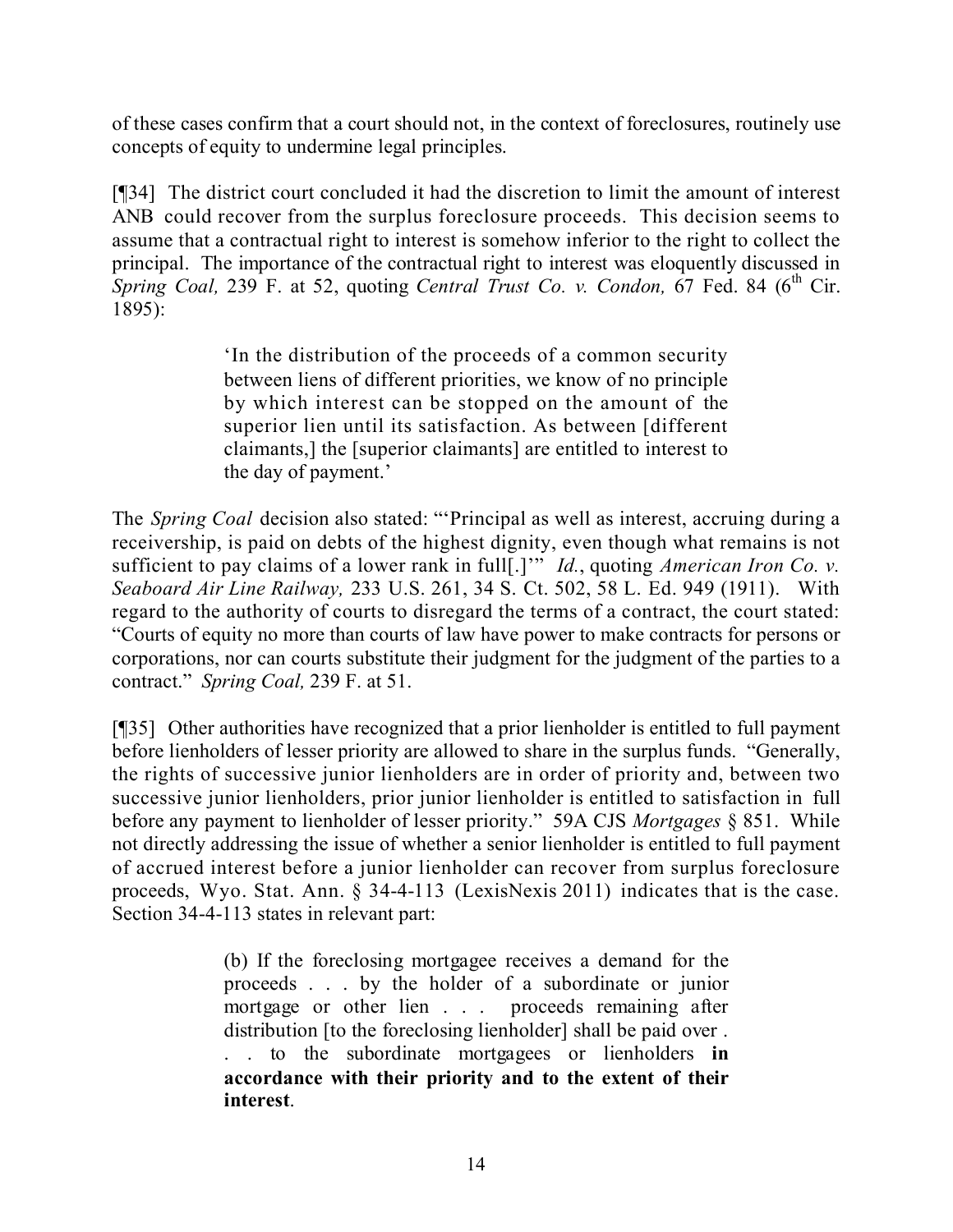of these cases confirm that a court should not, in the context of foreclosures, routinely use concepts of equity to undermine legal principles.

[¶34] The district court concluded it had the discretion to limit the amount of interest ANB could recover from the surplus foreclosure proceeds. This decision seems to assume that a contractual right to interest is somehow inferior to the right to collect the principal. The importance of the contractual right to interest was eloquently discussed in *Spring Coal,* 239 F. at 52, quoting *Central Trust Co. v. Condon,* 67 Fed. 84 (6th Cir. 1895):

> 'In the distribution of the proceeds of a common security between liens of different priorities, we know of no principle by which interest can be stopped on the amount of the superior lien until its satisfaction. As between [different claimants,] the [superior claimants] are entitled to interest to the day of payment.'

The *Spring Coal* decision also stated: "'Principal as well as interest, accruing during a receivership, is paid on debts of the highest dignity, even though what remains is not sufficient to pay claims of a lower rank in full[.]'" *Id.*, quoting *American Iron Co. v. Seaboard Air Line Railway,* 233 U.S. 261, 34 S. Ct. 502, 58 L. Ed. 949 (1911). With regard to the authority of courts to disregard the terms of a contract, the court stated: "Courts of equity no more than courts of law have power to make contracts for persons or corporations, nor can courts substitute their judgment for the judgment of the parties to a contract." *Spring Coal,* 239 F. at 51.

[¶35] Other authorities have recognized that a prior lienholder is entitled to full payment before lienholders of lesser priority are allowed to share in the surplus funds. "Generally, the rights of successive junior lienholders are in order of priority and, between two successive junior lienholders, prior junior lienholder is entitled to satisfaction in full before any payment to lienholder of lesser priority." 59A CJS *Mortgages* § 851. While not directly addressing the issue of whether a senior lienholder is entitled to full payment of accrued interest before a junior lienholder can recover from surplus foreclosure proceeds, Wyo. Stat. Ann. § 34-4-113 (LexisNexis 2011) indicates that is the case. Section 34-4-113 states in relevant part:

> (b) If the foreclosing mortgagee receives a demand for the proceeds . . . by the holder of a subordinate or junior mortgage or other lien . . . proceeds remaining after distribution [to the foreclosing lienholder] shall be paid over . . . to the subordinate mortgagees or lienholders **in accordance with their priority and to the extent of their interest**.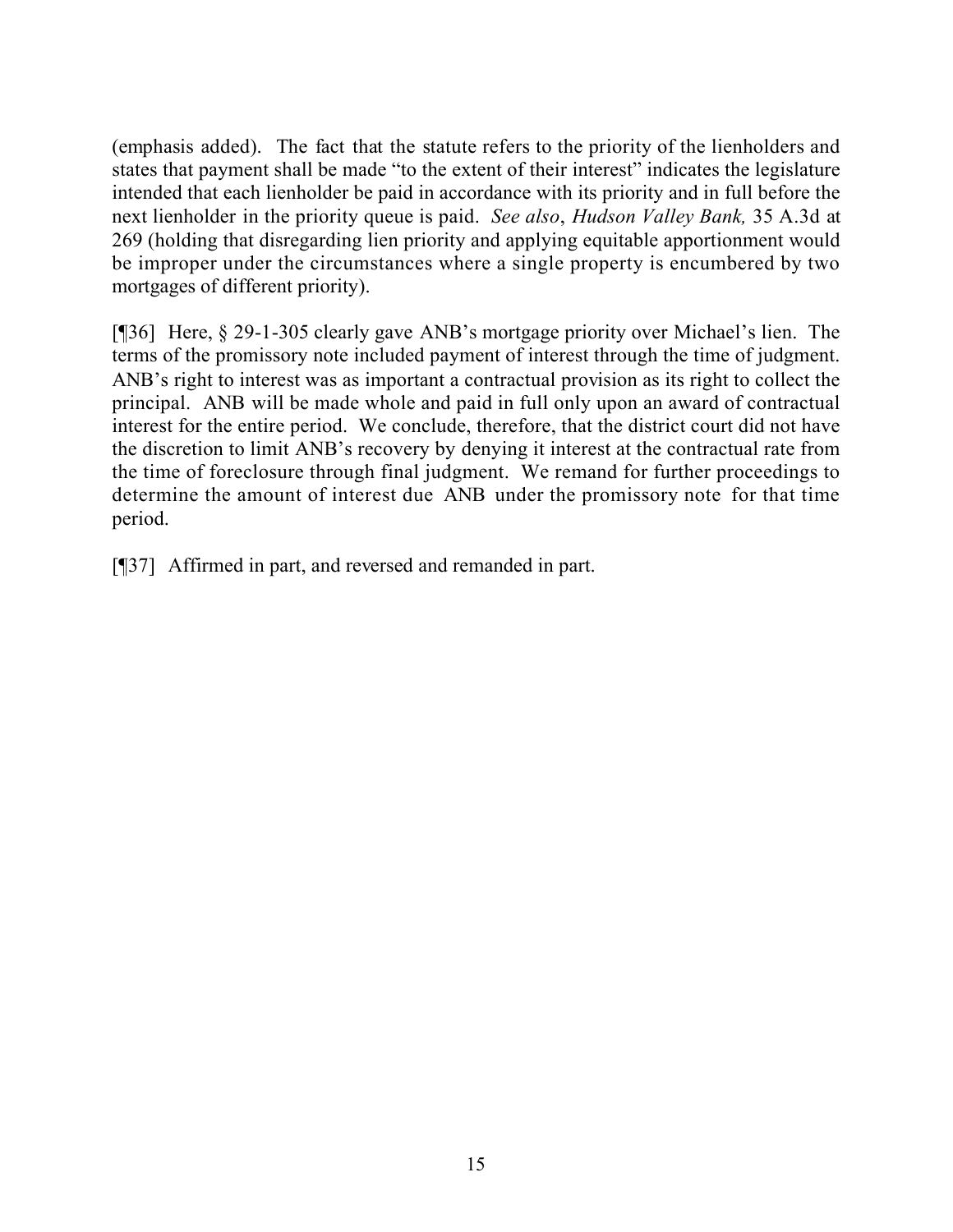(emphasis added). The fact that the statute refers to the priority of the lienholders and states that payment shall be made "to the extent of their interest" indicates the legislature intended that each lienholder be paid in accordance with its priority and in full before the next lienholder in the priority queue is paid. *See also*, *Hudson Valley Bank,* 35 A.3d at 269 (holding that disregarding lien priority and applying equitable apportionment would be improper under the circumstances where a single property is encumbered by two mortgages of different priority).

[¶36] Here, § 29-1-305 clearly gave ANB's mortgage priority over Michael's lien. The terms of the promissory note included payment of interest through the time of judgment. ANB's right to interest was as important a contractual provision as its right to collect the principal. ANB will be made whole and paid in full only upon an award of contractual interest for the entire period. We conclude, therefore, that the district court did not have the discretion to limit ANB's recovery by denying it interest at the contractual rate from the time of foreclosure through final judgment. We remand for further proceedings to determine the amount of interest due ANB under the promissory note for that time period.

[¶37] Affirmed in part, and reversed and remanded in part.